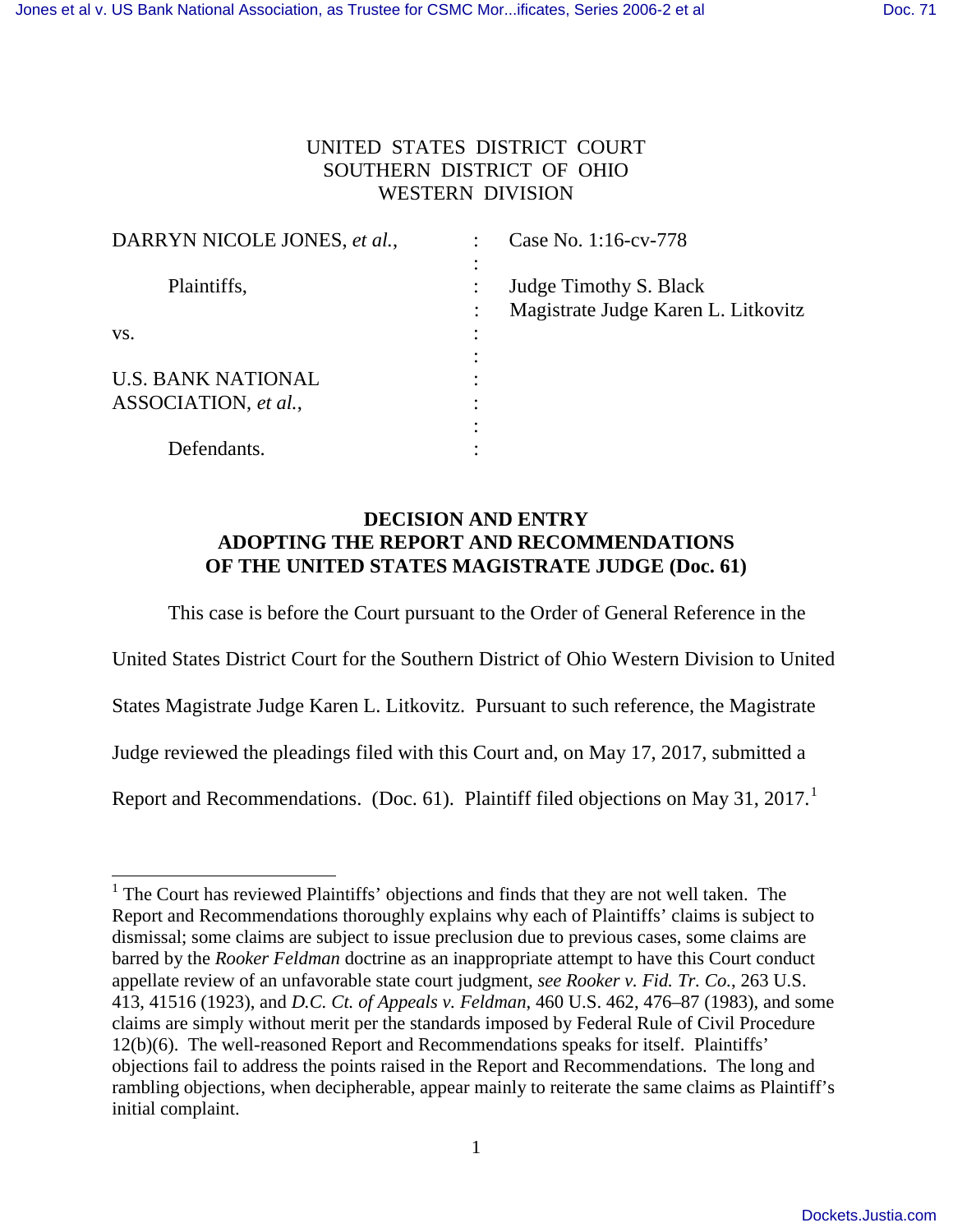UNITED STATES DISTRICT COURT
SOUTHERN DISTRICT OF OHIO
WESTERN DIVISION

| | | |
|---|---|---|
| DARRYN NICOLE JONES, *et al.*, | : | Case No. 1:16-cv-778 |
| Plaintiffs, | : | Judge Timothy S. Black |
| | : | Magistrate Judge Karen L. Litkovitz |
| vs. | : | |
| U.S. BANK NATIONAL ASSOCIATION, *et al.*, | : | |
| Defendants. | : | |

**DECISION AND ENTRY**
**ADOPTING THE REPORT AND RECOMMENDATIONS**
**OF THE UNITED STATES MAGISTRATE JUDGE (Doc. 61)**

This case is before the Court pursuant to the Order of General Reference in the United States District Court for the Southern District of Ohio Western Division to United States Magistrate Judge Karen L. Litkovitz. Pursuant to such reference, the Magistrate Judge reviewed the pleadings filed with this Court and, on May 17, 2017, submitted a Report and Recommendations. (Doc. 61). Plaintiff filed objections on May 31, 2017.[1]

---

[1] The Court has reviewed Plaintiffs' objections and finds that they are not well taken. The Report and Recommendations thoroughly explains why each of Plaintiffs' claims is subject to dismissal; some claims are subject to issue preclusion due to previous cases, some claims are barred by the *Rooker Feldman* doctrine as an inappropriate attempt to have this Court conduct appellate review of an unfavorable state court judgment, *see Rooker v. Fid. Tr. Co.*, 263 U.S. 413, 41516 (1923), and *D.C. Ct. of Appeals v. Feldman*, 460 U.S. 462, 476–87 (1983), and some claims are simply without merit per the standards imposed by Federal Rule of Civil Procedure 12(b)(6). The well-reasoned Report and Recommendations speaks for itself. Plaintiffs' objections fail to address the points raised in the Report and Recommendations. The long and rambling objections, when decipherable, appear mainly to reiterate the same claims as Plaintiff's initial complaint.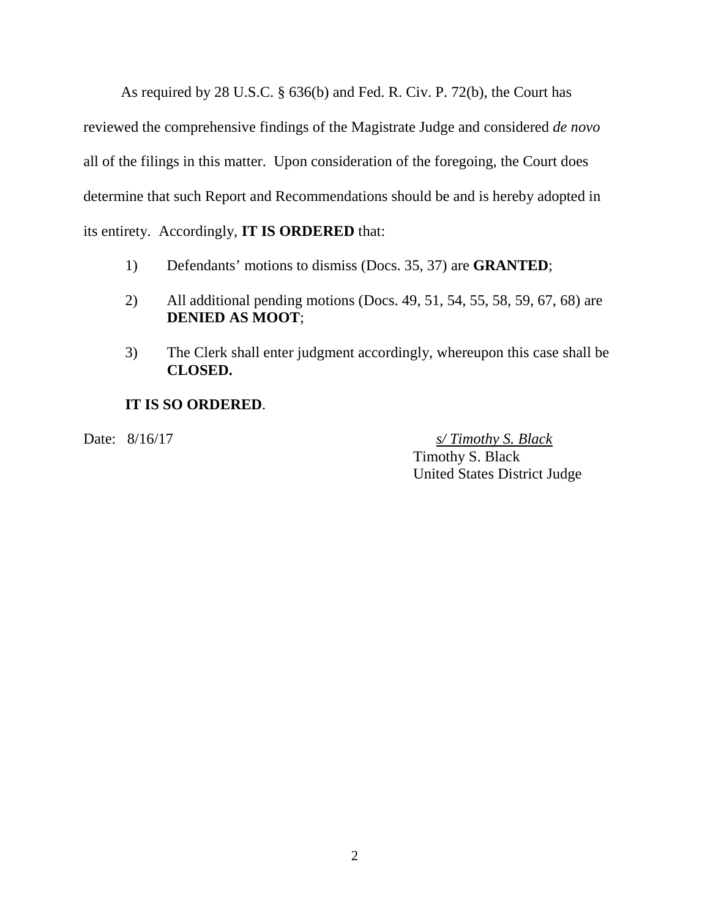As required by 28 U.S.C. § 636(b) and Fed. R. Civ. P. 72(b), the Court has reviewed the comprehensive findings of the Magistrate Judge and considered *de novo* all of the filings in this matter. Upon consideration of the foregoing, the Court does determine that such Report and Recommendations should be and is hereby adopted in its entirety. Accordingly, **IT IS ORDERED** that:

1) Defendants' motions to dismiss (Docs. 35, 37) are **GRANTED**;

2) All additional pending motions (Docs. 49, 51, 54, 55, 58, 59, 67, 68) are **DENIED AS MOOT**;

3) The Clerk shall enter judgment accordingly, whereupon this case shall be **CLOSED.**

**IT IS SO ORDERED**.

Date: 8/16/17

*s/ Timothy S. Black*
Timothy S. Black
United States District Judge